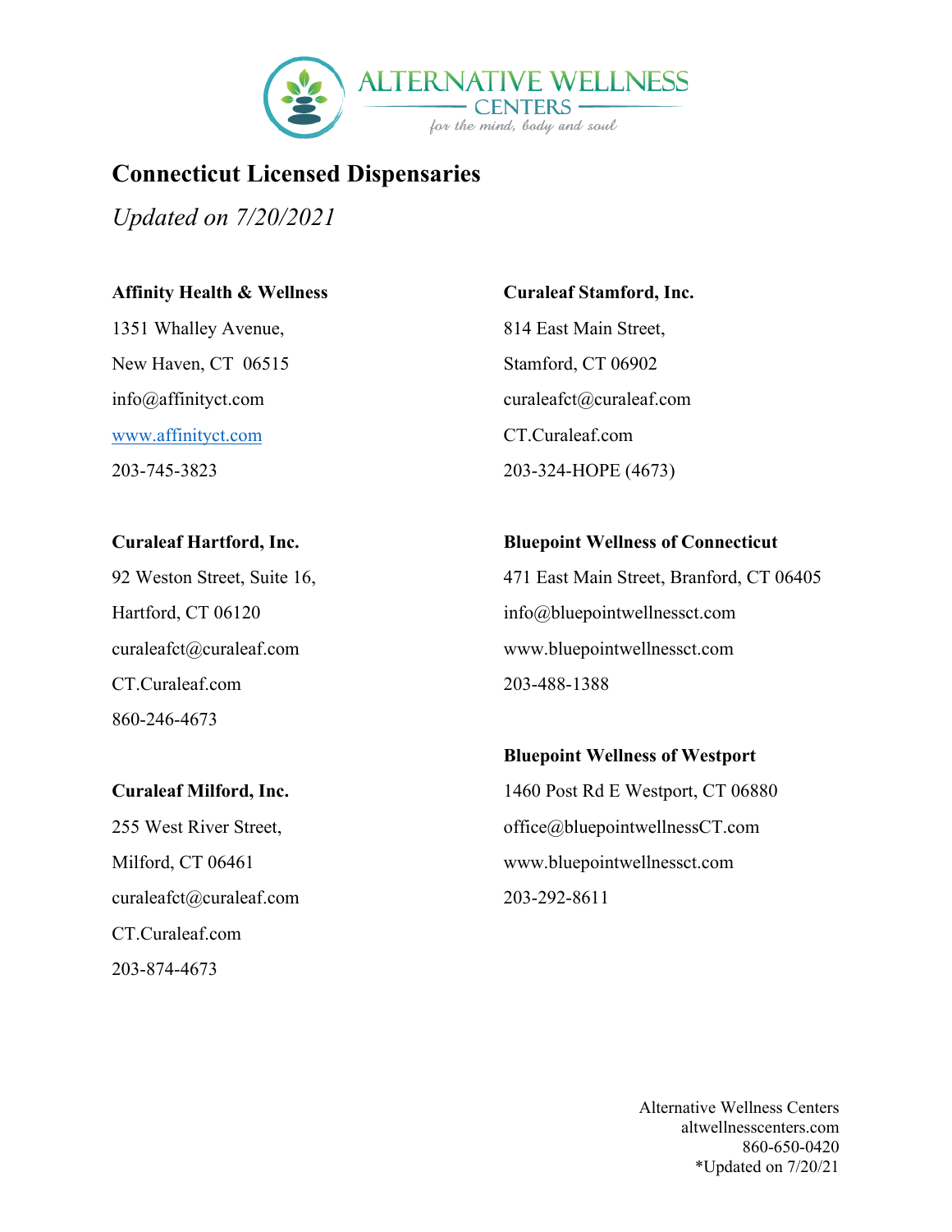ALTERNATIVE WELLNESS CENTERS

*for the mind, body and soul*

# Connecticut Licensed Dispensaries

*Updated on 7/20/2021*

**Affinity Health & Wellness**

1351 Whalley Avenue,

New Haven, CT 06515

info@affinityct.com

www.affinityct.com

203-745-3823

**Curaleaf Hartford, Inc.**

92 Weston Street, Suite 16,

Hartford, CT 06120

curaleafct@curaleaf.com

CT.Curaleaf.com

860-246-4673

**Curaleaf Milford, Inc.**

255 West River Street,

Milford, CT 06461

curaleafct@curaleaf.com

CT.Curaleaf.com

203-874-4673

**Curaleaf Stamford, Inc.**

814 East Main Street,

Stamford, CT 06902

curaleafct@curaleaf.com

CT.Curaleaf.com

203-324-HOPE (4673)

**Bluepoint Wellness of Connecticut**

471 East Main Street, Branford, CT 06405

info@bluepointwellnessct.com

www.bluepointwellnessct.com

203-488-1388

**Bluepoint Wellness of Westport**

1460 Post Rd E Westport, CT 06880

office@bluepointwellnessCT.com

www.bluepointwellnessct.com

203-292-8611

Alternative Wellness Centers
altwellnesscenters.com
860-650-0420
*Updated on 7/20/21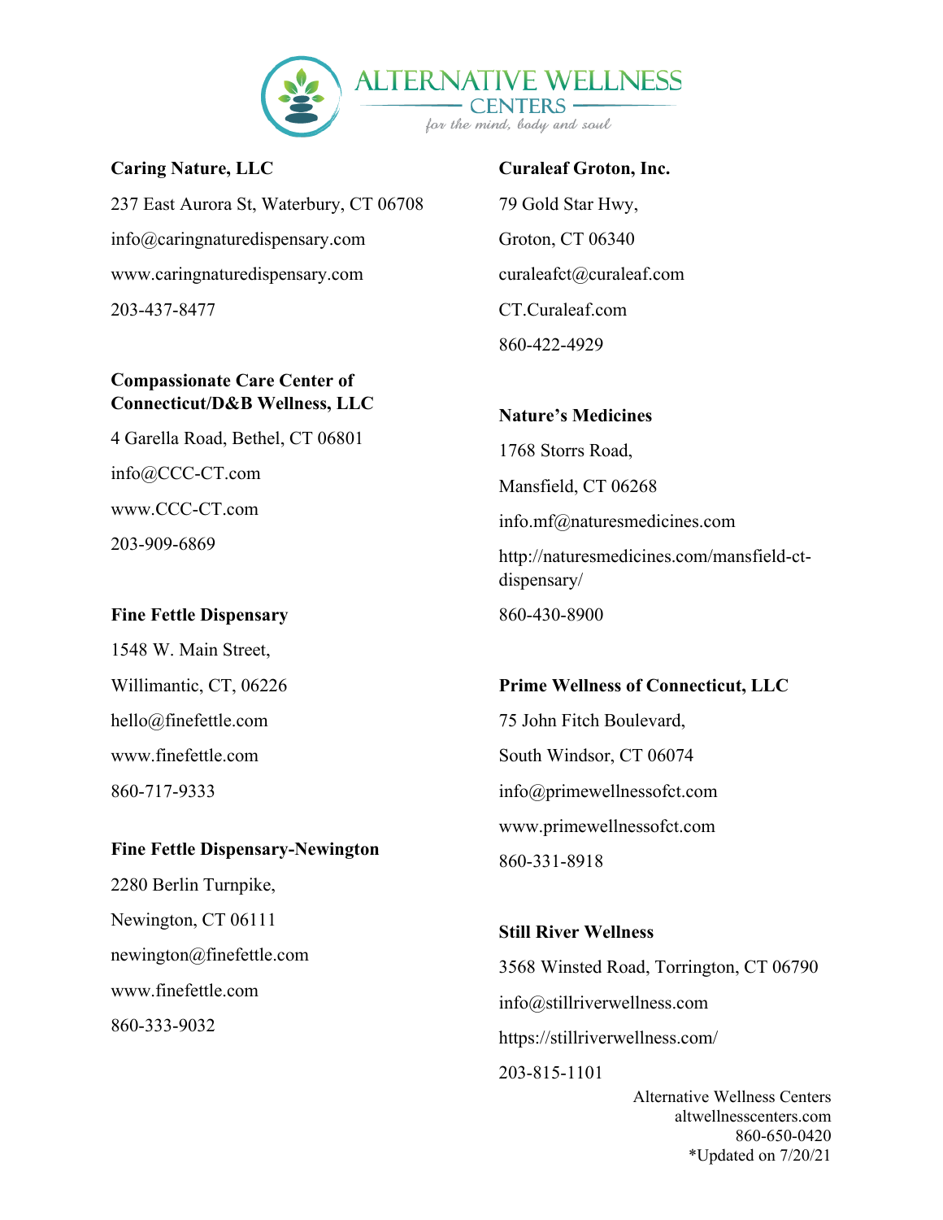**Caring Nature, LLC**

237 East Aurora St, Waterbury, CT 06708

info@caringnaturedispensary.com

www.caringnaturedispensary.com

203-437-8477

**Compassionate Care Center of Connecticut/D&B Wellness, LLC**

4 Garella Road, Bethel, CT 06801

info@CCC-CT.com

www.CCC-CT.com

203-909-6869

**Fine Fettle Dispensary**

1548 W. Main Street,

Willimantic, CT, 06226

hello@finefettle.com

www.finefettle.com

860-717-9333

**Fine Fettle Dispensary-Newington**

2280 Berlin Turnpike,

Newington, CT 06111

newington@finefettle.com

www.finefettle.com

860-333-9032

**Curaleaf Groton, Inc.**

79 Gold Star Hwy,

Groton, CT 06340

curaleafct@curaleaf.com

CT.Curaleaf.com

860-422-4929

**Nature's Medicines**

1768 Storrs Road,

Mansfield, CT 06268

info.mf@naturesmedicines.com

http://naturesmedicines.com/mansfield-ct-dispensary/

860-430-8900

**Prime Wellness of Connecticut, LLC**

75 John Fitch Boulevard,

South Windsor, CT 06074

info@primewellnessofct.com

www.primewellnessofct.com

860-331-8918

**Still River Wellness**

3568 Winsted Road, Torrington, CT 06790

info@stillriverwellness.com

https://stillriverwellness.com/

203-815-1101

Alternative Wellness Centers
altwellnesscenters.com
860-650-0420
*Updated on 7/20/21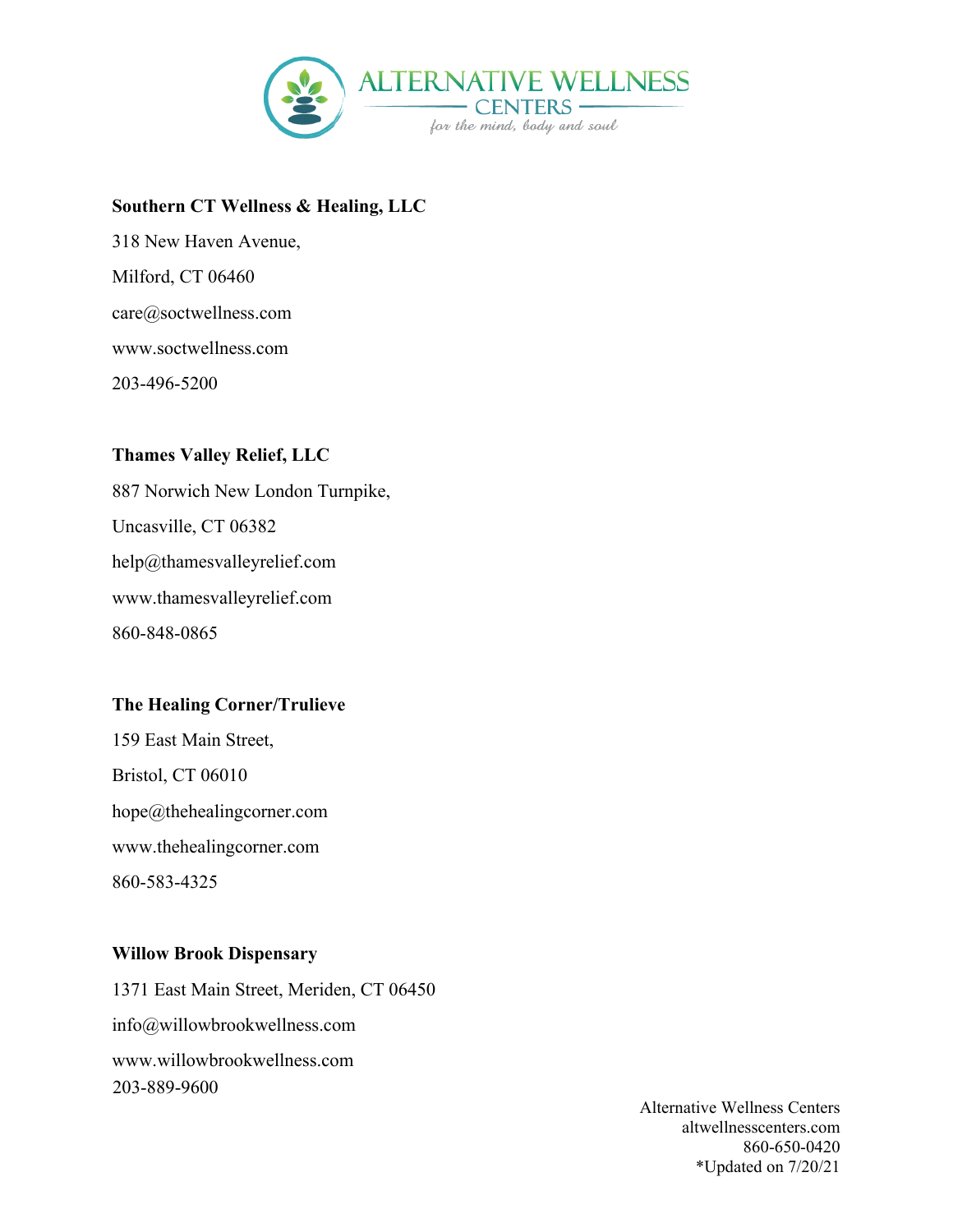**Southern CT Wellness & Healing, LLC**

318 New Haven Avenue,

Milford, CT 06460

care@soctwellness.com

www.soctwellness.com

203-496-5200

**Thames Valley Relief, LLC**

887 Norwich New London Turnpike,

Uncasville, CT 06382

help@thamesvalleyrelief.com

www.thamesvalleyrelief.com

860-848-0865

**The Healing Corner/Trulieve**

159 East Main Street,

Bristol, CT 06010

hope@thehealingcorner.com

www.thehealingcorner.com

860-583-4325

**Willow Brook Dispensary**

1371 East Main Street, Meriden, CT 06450

info@willowbrookwellness.com

www.willowbrookwellness.com

203-889-9600